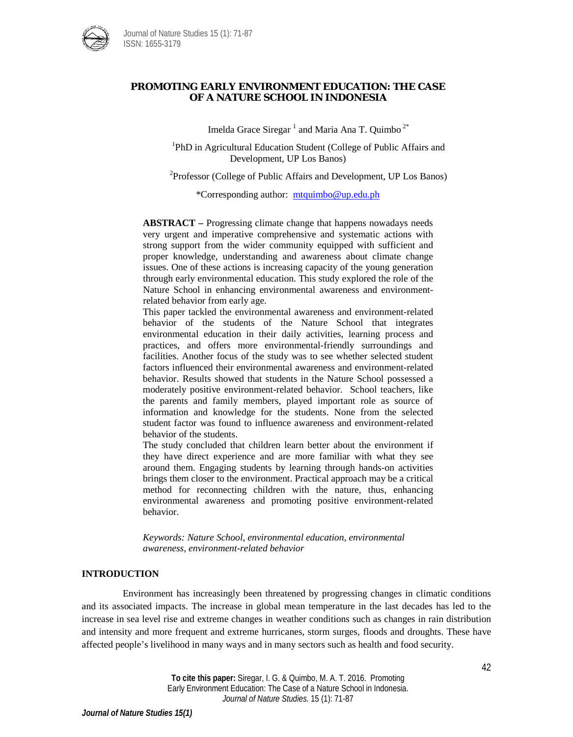# PROMOTING EARLY ENVIRONMENT EDUCATION: THE CASE OF A NATURE SCHOOL IN INDONESIA

Imelda Grace Siregar [1] and Maria Ana T. Quimbo [2*]

[1]PhD in Agricultural Education Student (College of Public Affairs and Development, UP Los Banos)

[2]Professor (College of Public Affairs and Development, UP Los Banos)

*Corresponding author: mtquimbo@up.edu.ph

**ABSTRACT –** Progressing climate change that happens nowadays needs very urgent and imperative comprehensive and systematic actions with strong support from the wider community equipped with sufficient and proper knowledge, understanding and awareness about climate change issues. One of these actions is increasing capacity of the young generation through early environmental education. This study explored the role of the Nature School in enhancing environmental awareness and environment-related behavior from early age.

This paper tackled the environmental awareness and environment-related behavior of the students of the Nature School that integrates environmental education in their daily activities, learning process and practices, and offers more environmental-friendly surroundings and facilities. Another focus of the study was to see whether selected student factors influenced their environmental awareness and environment-related behavior. Results showed that students in the Nature School possessed a moderately positive environment-related behavior. School teachers, like the parents and family members, played important role as source of information and knowledge for the students. None from the selected student factor was found to influence awareness and environment-related behavior of the students.

The study concluded that children learn better about the environment if they have direct experience and are more familiar with what they see around them. Engaging students by learning through hands-on activities brings them closer to the environment. Practical approach may be a critical method for reconnecting children with the nature, thus, enhancing environmental awareness and promoting positive environment-related behavior.

*Keywords: Nature School, environmental education, environmental awareness, environment-related behavior*

## INTRODUCTION

Environment has increasingly been threatened by progressing changes in climatic conditions and its associated impacts. The increase in global mean temperature in the last decades has led to the increase in sea level rise and extreme changes in weather conditions such as changes in rain distribution and intensity and more frequent and extreme hurricanes, storm surges, floods and droughts. These have affected people's livelihood in many ways and in many sectors such as health and food security.

**To cite this paper:** Siregar, I. G. & Quimbo, M. A. T. 2016. Promoting Early Environment Education: The Case of a Nature School in Indonesia. *Journal of Nature Studies*. 15 (1): 71-87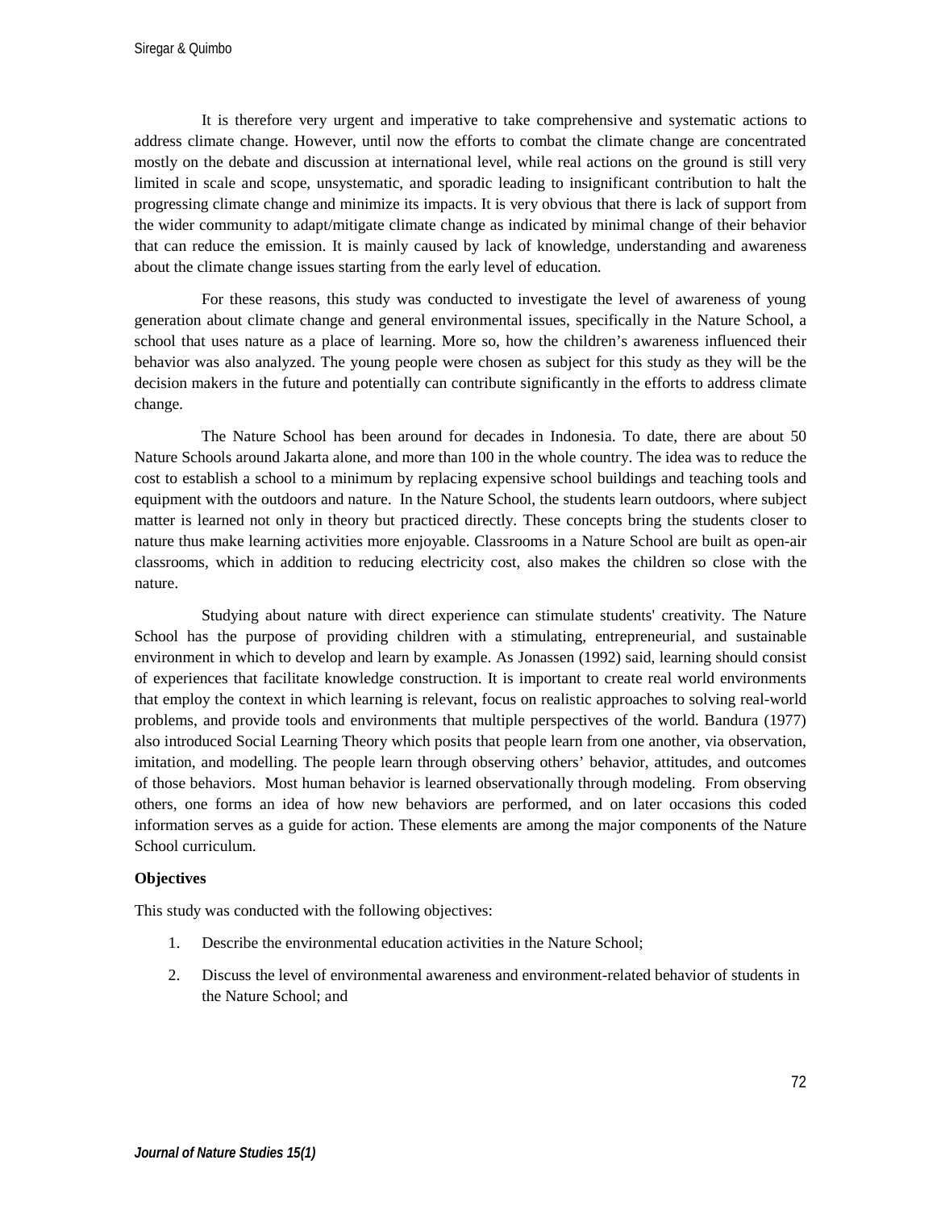It is therefore very urgent and imperative to take comprehensive and systematic actions to address climate change. However, until now the efforts to combat the climate change are concentrated mostly on the debate and discussion at international level, while real actions on the ground is still very limited in scale and scope, unsystematic, and sporadic leading to insignificant contribution to halt the progressing climate change and minimize its impacts. It is very obvious that there is lack of support from the wider community to adapt/mitigate climate change as indicated by minimal change of their behavior that can reduce the emission. It is mainly caused by lack of knowledge, understanding and awareness about the climate change issues starting from the early level of education.

For these reasons, this study was conducted to investigate the level of awareness of young generation about climate change and general environmental issues, specifically in the Nature School, a school that uses nature as a place of learning. More so, how the children's awareness influenced their behavior was also analyzed. The young people were chosen as subject for this study as they will be the decision makers in the future and potentially can contribute significantly in the efforts to address climate change.

The Nature School has been around for decades in Indonesia. To date, there are about 50 Nature Schools around Jakarta alone, and more than 100 in the whole country. The idea was to reduce the cost to establish a school to a minimum by replacing expensive school buildings and teaching tools and equipment with the outdoors and nature. In the Nature School, the students learn outdoors, where subject matter is learned not only in theory but practiced directly. These concepts bring the students closer to nature thus make learning activities more enjoyable. Classrooms in a Nature School are built as open-air classrooms, which in addition to reducing electricity cost, also makes the children so close with the nature.

Studying about nature with direct experience can stimulate students' creativity. The Nature School has the purpose of providing children with a stimulating, entrepreneurial, and sustainable environment in which to develop and learn by example. As Jonassen (1992) said, learning should consist of experiences that facilitate knowledge construction. It is important to create real world environments that employ the context in which learning is relevant, focus on realistic approaches to solving real-world problems, and provide tools and environments that multiple perspectives of the world. Bandura (1977) also introduced Social Learning Theory which posits that people learn from one another, via observation, imitation, and modelling. The people learn through observing others' behavior, attitudes, and outcomes of those behaviors. Most human behavior is learned observationally through modeling. From observing others, one forms an idea of how new behaviors are performed, and on later occasions this coded information serves as a guide for action. These elements are among the major components of the Nature School curriculum.

**Objectives**

This study was conducted with the following objectives:

1. Describe the environmental education activities in the Nature School;
2. Discuss the level of environmental awareness and environment-related behavior of students in the Nature School; and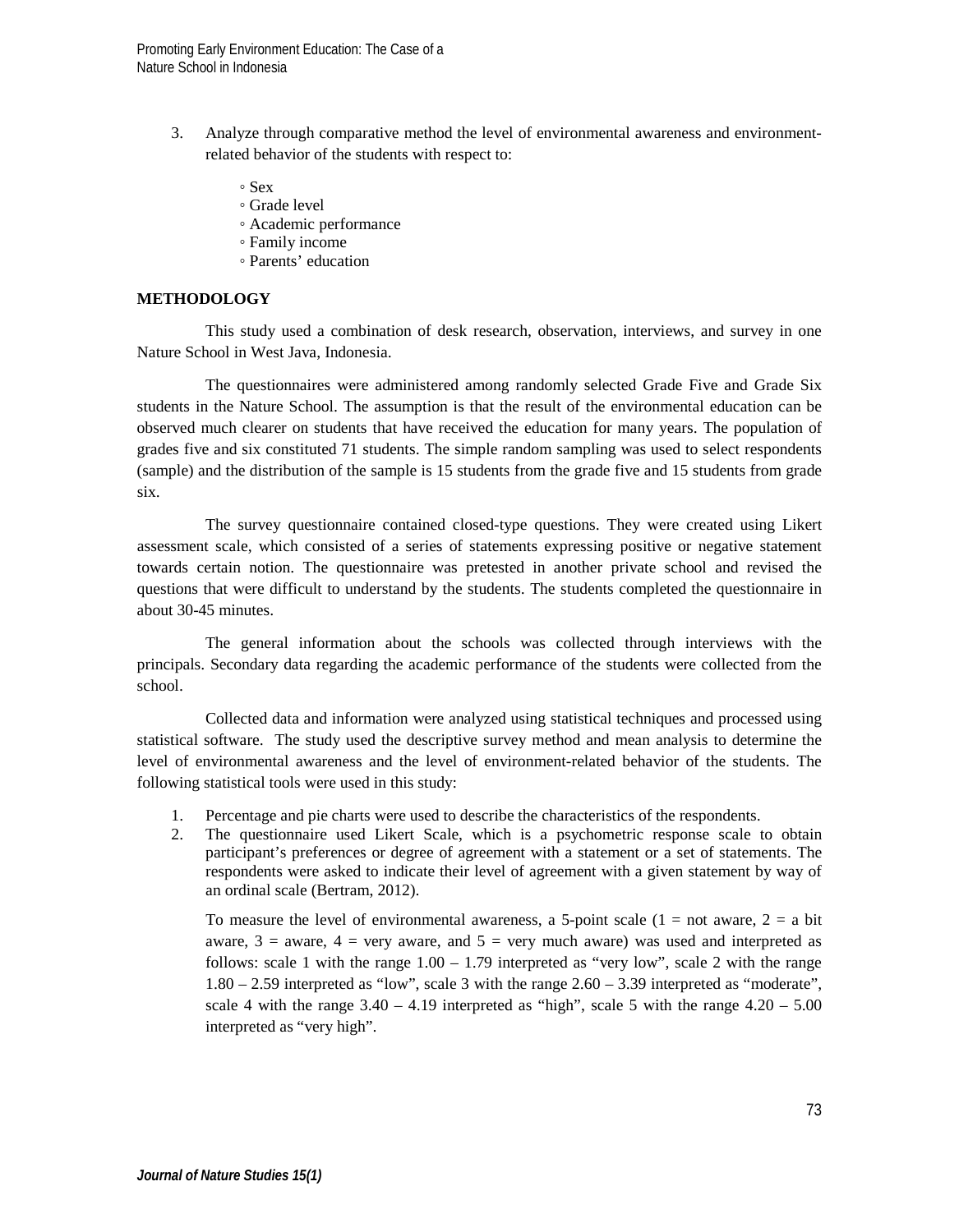3. Analyze through comparative method the level of environmental awareness and environment-related behavior of the students with respect to:

    ◦ Sex
    ◦ Grade level
    ◦ Academic performance
    ◦ Family income
    ◦ Parents' education

**METHODOLOGY**

This study used a combination of desk research, observation, interviews, and survey in one Nature School in West Java, Indonesia.

The questionnaires were administered among randomly selected Grade Five and Grade Six students in the Nature School. The assumption is that the result of the environmental education can be observed much clearer on students that have received the education for many years. The population of grades five and six constituted 71 students. The simple random sampling was used to select respondents (sample) and the distribution of the sample is 15 students from the grade five and 15 students from grade six.

The survey questionnaire contained closed-type questions. They were created using Likert assessment scale, which consisted of a series of statements expressing positive or negative statement towards certain notion. The questionnaire was pretested in another private school and revised the questions that were difficult to understand by the students. The students completed the questionnaire in about 30-45 minutes.

The general information about the schools was collected through interviews with the principals. Secondary data regarding the academic performance of the students were collected from the school.

Collected data and information were analyzed using statistical techniques and processed using statistical software. The study used the descriptive survey method and mean analysis to determine the level of environmental awareness and the level of environment-related behavior of the students. The following statistical tools were used in this study:

1. Percentage and pie charts were used to describe the characteristics of the respondents.
2. The questionnaire used Likert Scale, which is a psychometric response scale to obtain participant's preferences or degree of agreement with a statement or a set of statements. The respondents were asked to indicate their level of agreement with a given statement by way of an ordinal scale (Bertram, 2012).

    To measure the level of environmental awareness, a 5-point scale (1 = not aware, 2 = a bit aware, 3 = aware, 4 = very aware, and 5 = very much aware) was used and interpreted as follows: scale 1 with the range 1.00 – 1.79 interpreted as "very low", scale 2 with the range 1.80 – 2.59 interpreted as "low", scale 3 with the range 2.60 – 3.39 interpreted as "moderate", scale 4 with the range 3.40 – 4.19 interpreted as "high", scale 5 with the range 4.20 – 5.00 interpreted as "very high".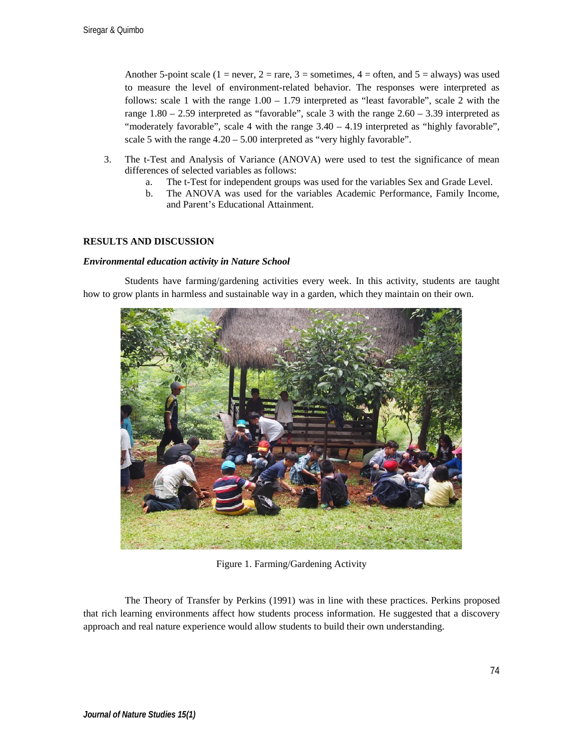Another 5-point scale (1 = never, 2 = rare, 3 = sometimes, 4 = often, and 5 = always) was used to measure the level of environment-related behavior. The responses were interpreted as follows: scale 1 with the range 1.00 – 1.79 interpreted as "least favorable", scale 2 with the range 1.80 – 2.59 interpreted as "favorable", scale 3 with the range 2.60 – 3.39 interpreted as "moderately favorable", scale 4 with the range 3.40 – 4.19 interpreted as "highly favorable", scale 5 with the range 4.20 – 5.00 interpreted as "very highly favorable".

3. The t-Test and Analysis of Variance (ANOVA) were used to test the significance of mean differences of selected variables as follows:
   a. The t-Test for independent groups was used for the variables Sex and Grade Level.
   b. The ANOVA was used for the variables Academic Performance, Family Income, and Parent's Educational Attainment.

## RESULTS AND DISCUSSION

### *Environmental education activity in Nature School*

Students have farming/gardening activities every week. In this activity, students are taught how to grow plants in harmless and sustainable way in a garden, which they maintain on their own.

Figure 1. Farming/Gardening Activity

The Theory of Transfer by Perkins (1991) was in line with these practices. Perkins proposed that rich learning environments affect how students process information. He suggested that a discovery approach and real nature experience would allow students to build their own understanding.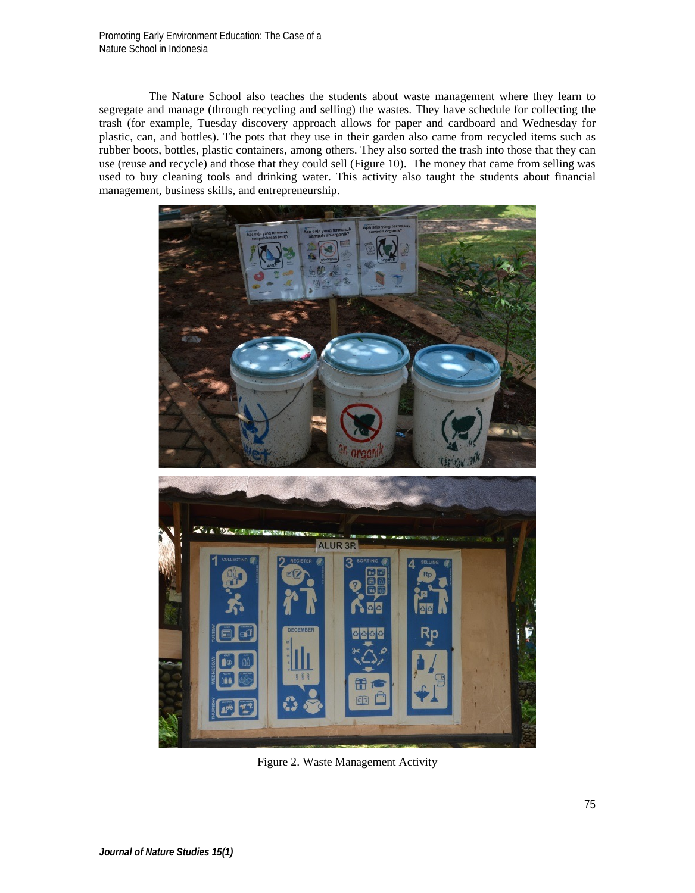The Nature School also teaches the students about waste management where they learn to segregate and manage (through recycling and selling) the wastes. They have schedule for collecting the trash (for example, Tuesday discovery approach allows for paper and cardboard and Wednesday for plastic, can, and bottles). The pots that they use in their garden also came from recycled items such as rubber boots, bottles, plastic containers, among others. They also sorted the trash into those that they can use (reuse and recycle) and those that they could sell (Figure 10). The money that came from selling was used to buy cleaning tools and drinking water. This activity also taught the students about financial management, business skills, and entrepreneurship.

Figure 2. Waste Management Activity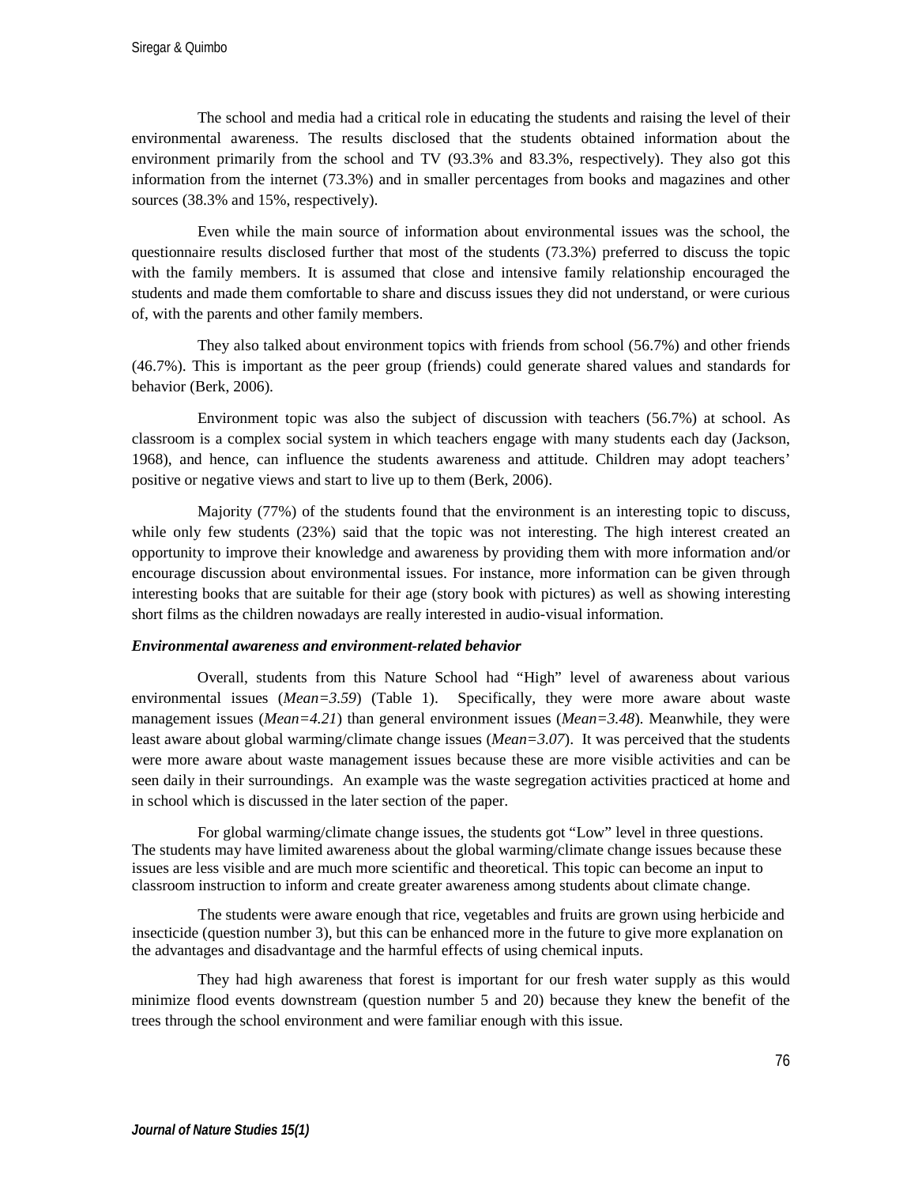The school and media had a critical role in educating the students and raising the level of their environmental awareness. The results disclosed that the students obtained information about the environment primarily from the school and TV (93.3% and 83.3%, respectively). They also got this information from the internet (73.3%) and in smaller percentages from books and magazines and other sources (38.3% and 15%, respectively).

Even while the main source of information about environmental issues was the school, the questionnaire results disclosed further that most of the students (73.3%) preferred to discuss the topic with the family members. It is assumed that close and intensive family relationship encouraged the students and made them comfortable to share and discuss issues they did not understand, or were curious of, with the parents and other family members.

They also talked about environment topics with friends from school (56.7%) and other friends (46.7%). This is important as the peer group (friends) could generate shared values and standards for behavior (Berk, 2006).

Environment topic was also the subject of discussion with teachers (56.7%) at school. As classroom is a complex social system in which teachers engage with many students each day (Jackson, 1968), and hence, can influence the students awareness and attitude. Children may adopt teachers' positive or negative views and start to live up to them (Berk, 2006).

Majority (77%) of the students found that the environment is an interesting topic to discuss, while only few students (23%) said that the topic was not interesting. The high interest created an opportunity to improve their knowledge and awareness by providing them with more information and/or encourage discussion about environmental issues. For instance, more information can be given through interesting books that are suitable for their age (story book with pictures) as well as showing interesting short films as the children nowadays are really interested in audio-visual information.

***Environmental awareness and environment-related behavior***

Overall, students from this Nature School had "High" level of awareness about various environmental issues (*Mean=3.59*) (Table 1). Specifically, they were more aware about waste management issues (*Mean=4.21*) than general environment issues (*Mean=3.48*). Meanwhile, they were least aware about global warming/climate change issues (*Mean=3.07*). It was perceived that the students were more aware about waste management issues because these are more visible activities and can be seen daily in their surroundings. An example was the waste segregation activities practiced at home and in school which is discussed in the later section of the paper.

For global warming/climate change issues, the students got "Low" level in three questions. The students may have limited awareness about the global warming/climate change issues because these issues are less visible and are much more scientific and theoretical. This topic can become an input to classroom instruction to inform and create greater awareness among students about climate change.

The students were aware enough that rice, vegetables and fruits are grown using herbicide and insecticide (question number 3), but this can be enhanced more in the future to give more explanation on the advantages and disadvantage and the harmful effects of using chemical inputs.

They had high awareness that forest is important for our fresh water supply as this would minimize flood events downstream (question number 5 and 20) because they knew the benefit of the trees through the school environment and were familiar enough with this issue.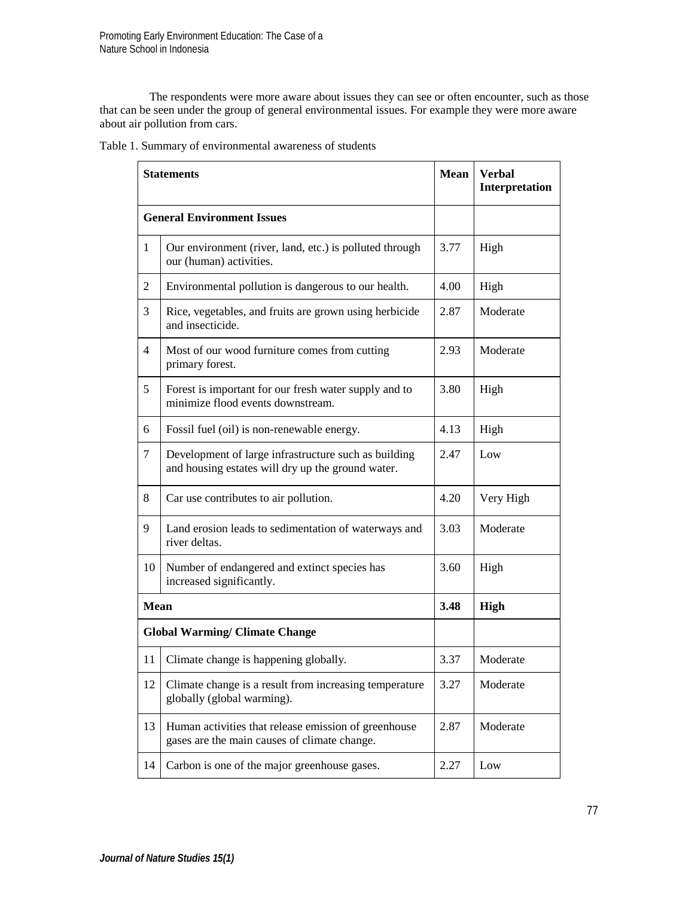The respondents were more aware about issues they can see or often encounter, such as those that can be seen under the group of general environmental issues. For example they were more aware about air pollution from cars.

Table 1. Summary of environmental awareness of students

| **Statements** | | **Mean** | **Verbal Interpretation** |
|---|---|---|---|
| **General Environment Issues** | | | |
| 1 | Our environment (river, land, etc.) is polluted through our (human) activities. | 3.77 | High |
| 2 | Environmental pollution is dangerous to our health. | 4.00 | High |
| 3 | Rice, vegetables, and fruits are grown using herbicide and insecticide. | 2.87 | Moderate |
| 4 | Most of our wood furniture comes from cutting primary forest. | 2.93 | Moderate |
| 5 | Forest is important for our fresh water supply and to minimize flood events downstream. | 3.80 | High |
| 6 | Fossil fuel (oil) is non-renewable energy. | 4.13 | High |
| 7 | Development of large infrastructure such as building and housing estates will dry up the ground water. | 2.47 | Low |
| 8 | Car use contributes to air pollution. | 4.20 | Very High |
| 9 | Land erosion leads to sedimentation of waterways and river deltas. | 3.03 | Moderate |
| 10 | Number of endangered and extinct species has increased significantly. | 3.60 | High |
| **Mean** | | **3.48** | **High** |
| **Global Warming/ Climate Change** | | | |
| 11 | Climate change is happening globally. | 3.37 | Moderate |
| 12 | Climate change is a result from increasing temperature globally (global warming). | 3.27 | Moderate |
| 13 | Human activities that release emission of greenhouse gases are the main causes of climate change. | 2.87 | Moderate |
| 14 | Carbon is one of the major greenhouse gases. | 2.27 | Low |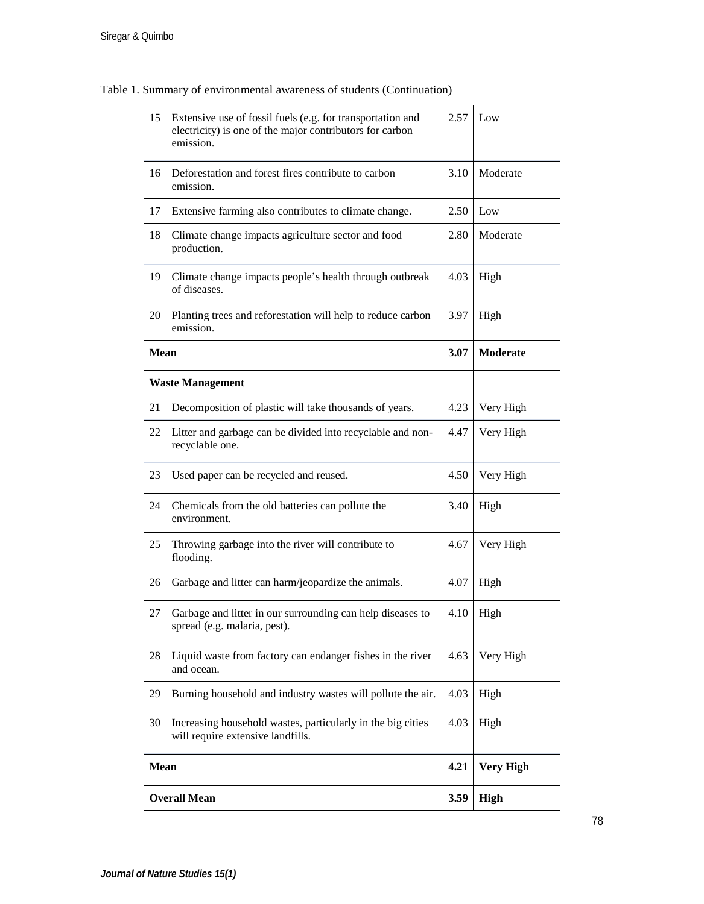Table 1. Summary of environmental awareness of students (Continuation)

| | | | |
|---|---|---|---|
| 15 | Extensive use of fossil fuels (e.g. for transportation and electricity) is one of the major contributors for carbon emission. | 2.57 | Low |
| 16 | Deforestation and forest fires contribute to carbon emission. | 3.10 | Moderate |
| 17 | Extensive farming also contributes to climate change. | 2.50 | Low |
| 18 | Climate change impacts agriculture sector and food production. | 2.80 | Moderate |
| 19 | Climate change impacts people's health through outbreak of diseases. | 4.03 | High |
| 20 | Planting trees and reforestation will help to reduce carbon emission. | 3.97 | High |
| **Mean** | | **3.07** | **Moderate** |
| **Waste Management** | | | |
| 21 | Decomposition of plastic will take thousands of years. | 4.23 | Very High |
| 22 | Litter and garbage can be divided into recyclable and non-recyclable one. | 4.47 | Very High |
| 23 | Used paper can be recycled and reused. | 4.50 | Very High |
| 24 | Chemicals from the old batteries can pollute the environment. | 3.40 | High |
| 25 | Throwing garbage into the river will contribute to flooding. | 4.67 | Very High |
| 26 | Garbage and litter can harm/jeopardize the animals. | 4.07 | High |
| 27 | Garbage and litter in our surrounding can help diseases to spread (e.g. malaria, pest). | 4.10 | High |
| 28 | Liquid waste from factory can endanger fishes in the river and ocean. | 4.63 | Very High |
| 29 | Burning household and industry wastes will pollute the air. | 4.03 | High |
| 30 | Increasing household wastes, particularly in the big cities will require extensive landfills. | 4.03 | High |
| **Mean** | | **4.21** | **Very High** |
| **Overall Mean** | | **3.59** | **High** |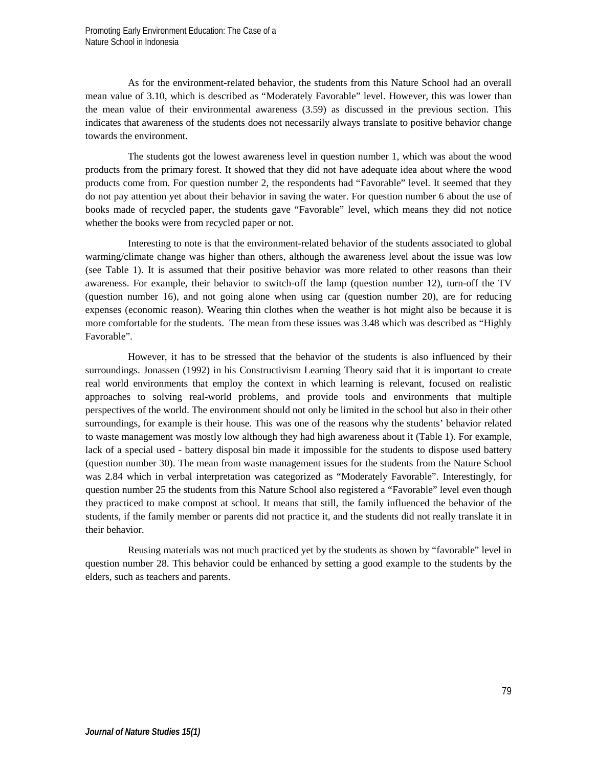As for the environment-related behavior, the students from this Nature School had an overall mean value of 3.10, which is described as "Moderately Favorable" level. However, this was lower than the mean value of their environmental awareness (3.59) as discussed in the previous section. This indicates that awareness of the students does not necessarily always translate to positive behavior change towards the environment.

The students got the lowest awareness level in question number 1, which was about the wood products from the primary forest. It showed that they did not have adequate idea about where the wood products come from. For question number 2, the respondents had "Favorable" level. It seemed that they do not pay attention yet about their behavior in saving the water. For question number 6 about the use of books made of recycled paper, the students gave "Favorable" level, which means they did not notice whether the books were from recycled paper or not.

Interesting to note is that the environment-related behavior of the students associated to global warming/climate change was higher than others, although the awareness level about the issue was low (see Table 1). It is assumed that their positive behavior was more related to other reasons than their awareness. For example, their behavior to switch-off the lamp (question number 12), turn-off the TV (question number 16), and not going alone when using car (question number 20), are for reducing expenses (economic reason). Wearing thin clothes when the weather is hot might also be because it is more comfortable for the students. The mean from these issues was 3.48 which was described as "Highly Favorable".

However, it has to be stressed that the behavior of the students is also influenced by their surroundings. Jonassen (1992) in his Constructivism Learning Theory said that it is important to create real world environments that employ the context in which learning is relevant, focused on realistic approaches to solving real-world problems, and provide tools and environments that multiple perspectives of the world. The environment should not only be limited in the school but also in their other surroundings, for example is their house. This was one of the reasons why the students' behavior related to waste management was mostly low although they had high awareness about it (Table 1). For example, lack of a special used - battery disposal bin made it impossible for the students to dispose used battery (question number 30). The mean from waste management issues for the students from the Nature School was 2.84 which in verbal interpretation was categorized as "Moderately Favorable". Interestingly, for question number 25 the students from this Nature School also registered a "Favorable" level even though they practiced to make compost at school. It means that still, the family influenced the behavior of the students, if the family member or parents did not practice it, and the students did not really translate it in their behavior.

Reusing materials was not much practiced yet by the students as shown by "favorable" level in question number 28. This behavior could be enhanced by setting a good example to the students by the elders, such as teachers and parents.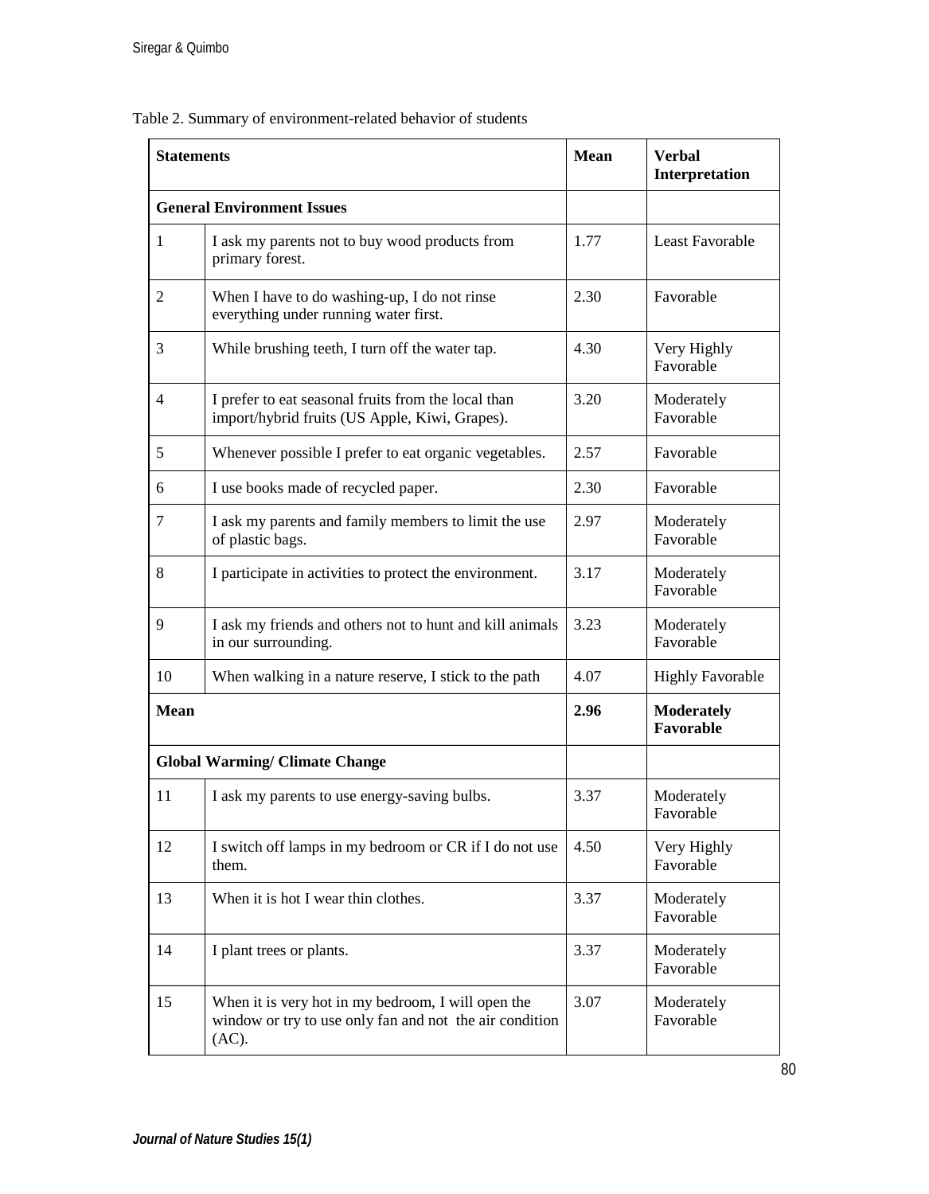Table 2. Summary of environment-related behavior of students

| **Statements** | | **Mean** | **Verbal Interpretation** |
|---|---|---|---|
| **General Environment Issues** | | | |
| 1 | I ask my parents not to buy wood products from primary forest. | 1.77 | Least Favorable |
| 2 | When I have to do washing-up, I do not rinse everything under running water first. | 2.30 | Favorable |
| 3 | While brushing teeth, I turn off the water tap. | 4.30 | Very Highly Favorable |
| 4 | I prefer to eat seasonal fruits from the local than import/hybrid fruits (US Apple, Kiwi, Grapes). | 3.20 | Moderately Favorable |
| 5 | Whenever possible I prefer to eat organic vegetables. | 2.57 | Favorable |
| 6 | I use books made of recycled paper. | 2.30 | Favorable |
| 7 | I ask my parents and family members to limit the use of plastic bags. | 2.97 | Moderately Favorable |
| 8 | I participate in activities to protect the environment. | 3.17 | Moderately Favorable |
| 9 | I ask my friends and others not to hunt and kill animals in our surrounding. | 3.23 | Moderately Favorable |
| 10 | When walking in a nature reserve, I stick to the path | 4.07 | Highly Favorable |
| **Mean** | | **2.96** | **Moderately Favorable** |
| **Global Warming/ Climate Change** | | | |
| 11 | I ask my parents to use energy-saving bulbs. | 3.37 | Moderately Favorable |
| 12 | I switch off lamps in my bedroom or CR if I do not use them. | 4.50 | Very Highly Favorable |
| 13 | When it is hot I wear thin clothes. | 3.37 | Moderately Favorable |
| 14 | I plant trees or plants. | 3.37 | Moderately Favorable |
| 15 | When it is very hot in my bedroom, I will open the window or try to use only fan and not the air condition (AC). | 3.07 | Moderately Favorable |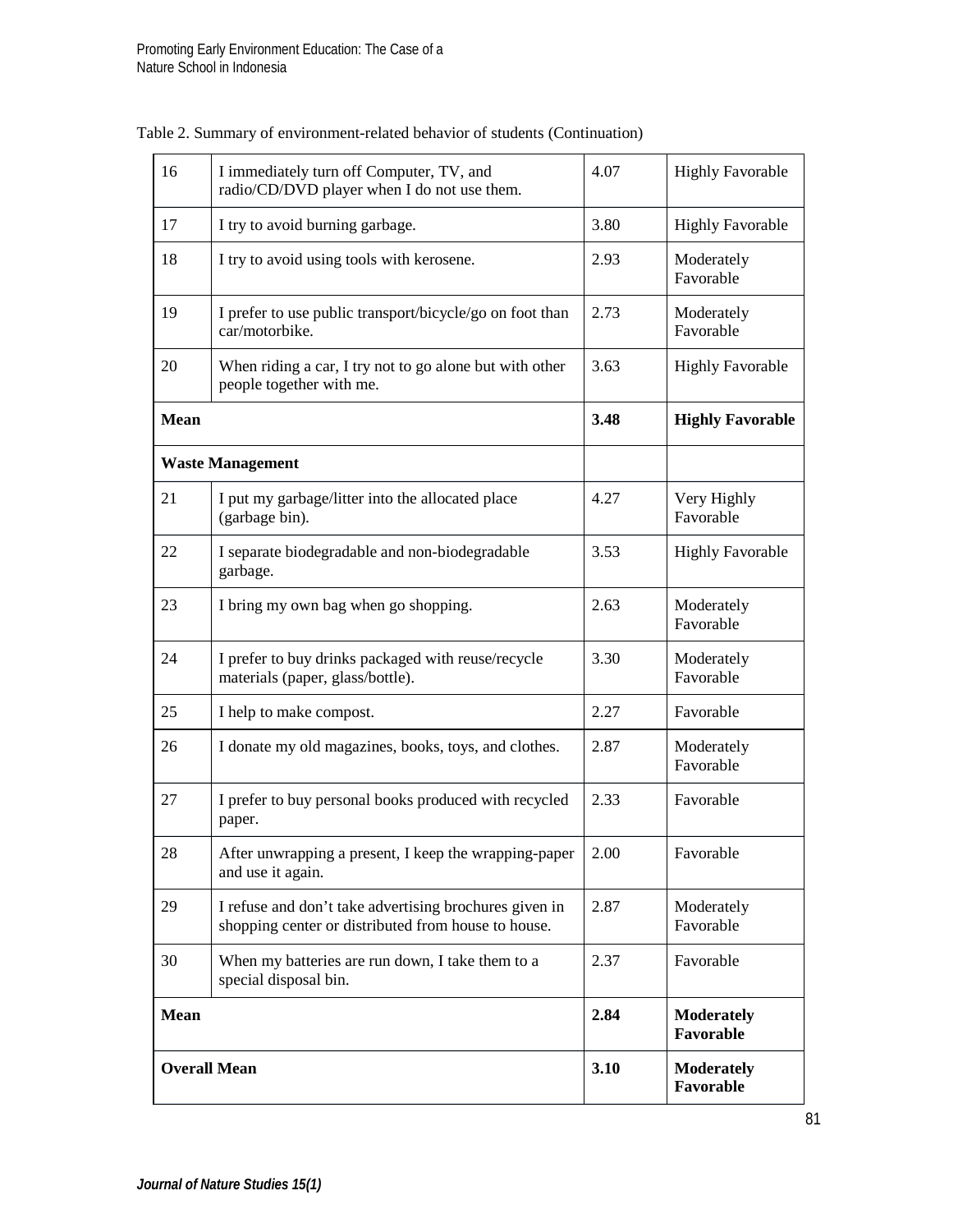Table 2. Summary of environment-related behavior of students (Continuation)

| | | | |
|---|---|---|---|
| 16 | I immediately turn off Computer, TV, and radio/CD/DVD player when I do not use them. | 4.07 | Highly Favorable |
| 17 | I try to avoid burning garbage. | 3.80 | Highly Favorable |
| 18 | I try to avoid using tools with kerosene. | 2.93 | Moderately Favorable |
| 19 | I prefer to use public transport/bicycle/go on foot than car/motorbike. | 2.73 | Moderately Favorable |
| 20 | When riding a car, I try not to go alone but with other people together with me. | 3.63 | Highly Favorable |
| **Mean** | | **3.48** | **Highly Favorable** |
| **Waste Management** | | | |
| 21 | I put my garbage/litter into the allocated place (garbage bin). | 4.27 | Very Highly Favorable |
| 22 | I separate biodegradable and non-biodegradable garbage. | 3.53 | Highly Favorable |
| 23 | I bring my own bag when go shopping. | 2.63 | Moderately Favorable |
| 24 | I prefer to buy drinks packaged with reuse/recycle materials (paper, glass/bottle). | 3.30 | Moderately Favorable |
| 25 | I help to make compost. | 2.27 | Favorable |
| 26 | I donate my old magazines, books, toys, and clothes. | 2.87 | Moderately Favorable |
| 27 | I prefer to buy personal books produced with recycled paper. | 2.33 | Favorable |
| 28 | After unwrapping a present, I keep the wrapping-paper and use it again. | 2.00 | Favorable |
| 29 | I refuse and don't take advertising brochures given in shopping center or distributed from house to house. | 2.87 | Moderately Favorable |
| 30 | When my batteries are run down, I take them to a special disposal bin. | 2.37 | Favorable |
| **Mean** | | **2.84** | **Moderately Favorable** |
| **Overall Mean** | | **3.10** | **Moderately Favorable** |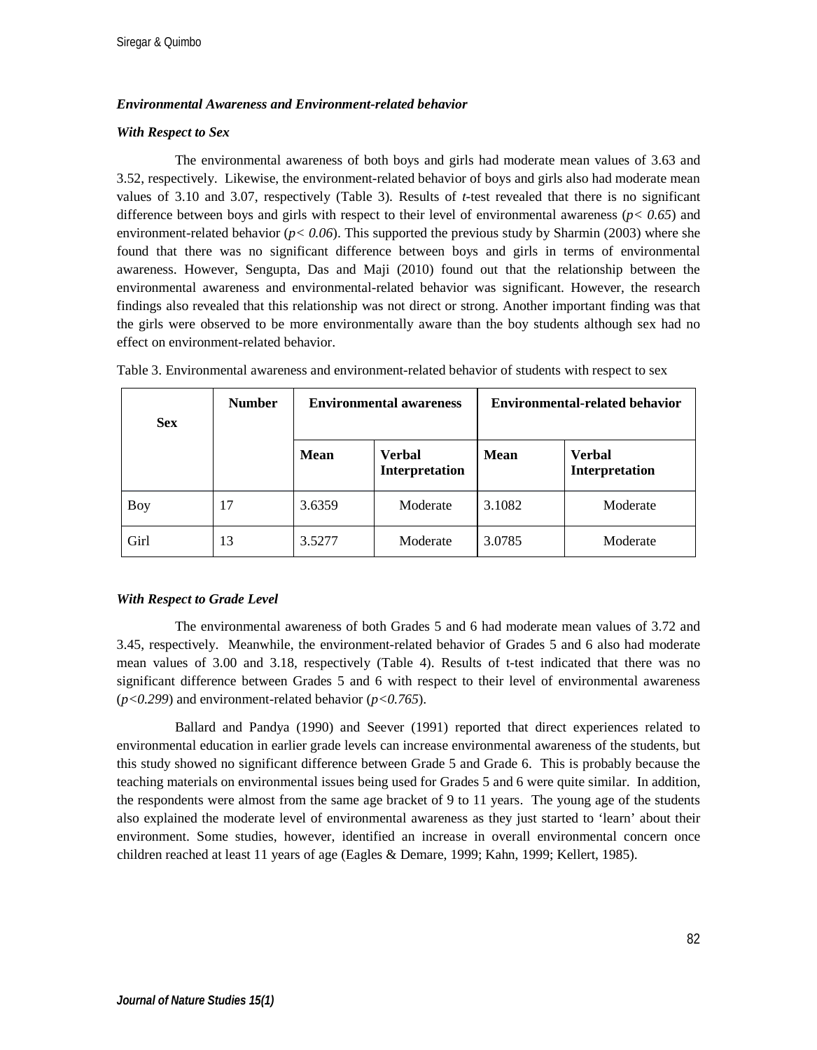***Environmental Awareness and Environment-related behavior***

***With Respect to Sex***

The environmental awareness of both boys and girls had moderate mean values of 3.63 and 3.52, respectively. Likewise, the environment-related behavior of boys and girls also had moderate mean values of 3.10 and 3.07, respectively (Table 3). Results of *t*-test revealed that there is no significant difference between boys and girls with respect to their level of environmental awareness ($p < 0.65$) and environment-related behavior ($p < 0.06$). This supported the previous study by Sharmin (2003) where she found that there was no significant difference between boys and girls in terms of environmental awareness. However, Sengupta, Das and Maji (2010) found out that the relationship between the environmental awareness and environmental-related behavior was significant. However, the research findings also revealed that this relationship was not direct or strong. Another important finding was that the girls were observed to be more environmentally aware than the boy students although sex had no effect on environment-related behavior.

Table 3. Environmental awareness and environment-related behavior of students with respect to sex

| Sex | Number | Environmental awareness | | Environmental-related behavior | |
|---|---|---|---|---|---|
| | | **Mean** | **Verbal Interpretation** | **Mean** | **Verbal Interpretation** |
| Boy | 17 | 3.6359 | Moderate | 3.1082 | Moderate |
| Girl | 13 | 3.5277 | Moderate | 3.0785 | Moderate |

***With Respect to Grade Level***

The environmental awareness of both Grades 5 and 6 had moderate mean values of 3.72 and 3.45, respectively. Meanwhile, the environment-related behavior of Grades 5 and 6 also had moderate mean values of 3.00 and 3.18, respectively (Table 4). Results of t-test indicated that there was no significant difference between Grades 5 and 6 with respect to their level of environmental awareness ($p<0.299$) and environment-related behavior ($p<0.765$).

Ballard and Pandya (1990) and Seever (1991) reported that direct experiences related to environmental education in earlier grade levels can increase environmental awareness of the students, but this study showed no significant difference between Grade 5 and Grade 6. This is probably because the teaching materials on environmental issues being used for Grades 5 and 6 were quite similar. In addition, the respondents were almost from the same age bracket of 9 to 11 years. The young age of the students also explained the moderate level of environmental awareness as they just started to 'learn' about their environment. Some studies, however, identified an increase in overall environmental concern once children reached at least 11 years of age (Eagles & Demare, 1999; Kahn, 1999; Kellert, 1985).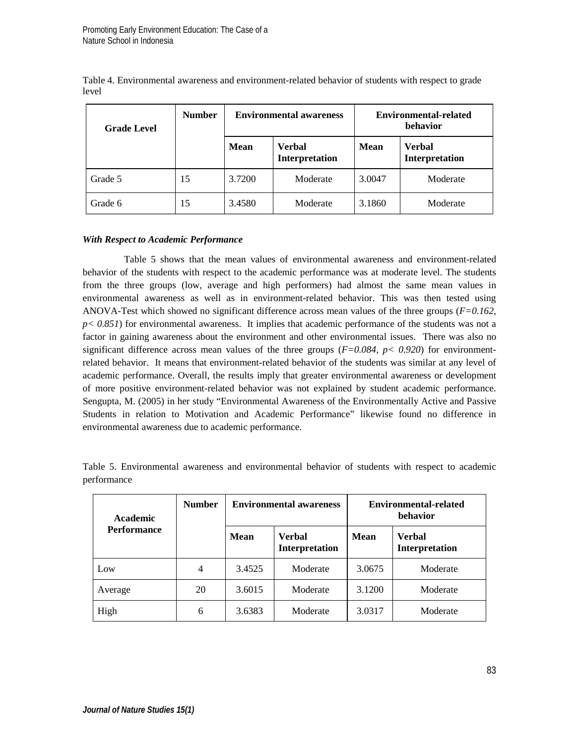Table 4. Environmental awareness and environment-related behavior of students with respect to grade level

| Grade Level | Number | Environmental awareness | | Environmental-related behavior | |
|---|---|---|---|---|---|
| | | Mean | Verbal Interpretation | Mean | Verbal Interpretation |
| Grade 5 | 15 | 3.7200 | Moderate | 3.0047 | Moderate |
| Grade 6 | 15 | 3.4580 | Moderate | 3.1860 | Moderate |

***With Respect to Academic Performance***

Table 5 shows that the mean values of environmental awareness and environment-related behavior of the students with respect to the academic performance was at moderate level. The students from the three groups (low, average and high performers) had almost the same mean values in environmental awareness as well as in environment-related behavior. This was then tested using ANOVA-Test which showed no significant difference across mean values of the three groups ($F=0.162, p< 0.851$) for environmental awareness. It implies that academic performance of the students was not a factor in gaining awareness about the environment and other environmental issues. There was also no significant difference across mean values of the three groups ($F=0.084, p< 0.920$) for environment-related behavior. It means that environment-related behavior of the students was similar at any level of academic performance. Overall, the results imply that greater environmental awareness or development of more positive environment-related behavior was not explained by student academic performance. Sengupta, M. (2005) in her study "Environmental Awareness of the Environmentally Active and Passive Students in relation to Motivation and Academic Performance" likewise found no difference in environmental awareness due to academic performance.

Table 5. Environmental awareness and environmental behavior of students with respect to academic performance

| Academic Performance | Number | Environmental awareness | | Environmental-related behavior | |
|---|---|---|---|---|---|
| | | Mean | Verbal Interpretation | Mean | Verbal Interpretation |
| Low | 4 | 3.4525 | Moderate | 3.0675 | Moderate |
| Average | 20 | 3.6015 | Moderate | 3.1200 | Moderate |
| High | 6 | 3.6383 | Moderate | 3.0317 | Moderate |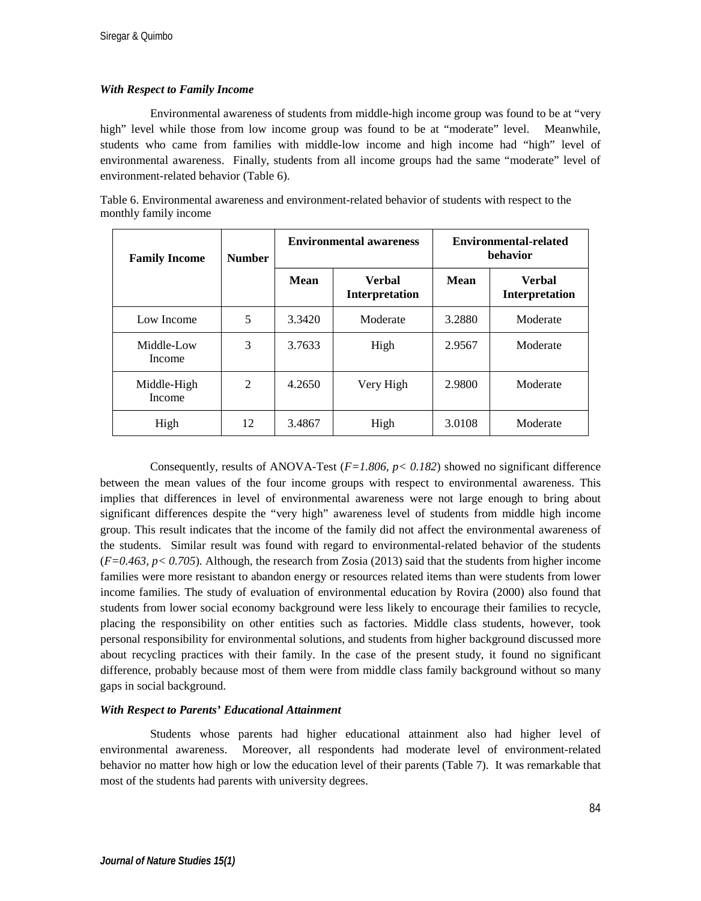***With Respect to Family Income***

Environmental awareness of students from middle-high income group was found to be at "very high" level while those from low income group was found to be at "moderate" level. Meanwhile, students who came from families with middle-low income and high income had "high" level of environmental awareness. Finally, students from all income groups had the same "moderate" level of environment-related behavior (Table 6).

Table 6. Environmental awareness and environment-related behavior of students with respect to the monthly family income

| Family Income | Number | Environmental awareness | | Environmental-related behavior | |
|---|---|---|---|---|---|
| | | **Mean** | **Verbal Interpretation** | **Mean** | **Verbal Interpretation** |
| Low Income | 5 | 3.3420 | Moderate | 3.2880 | Moderate |
| Middle-Low Income | 3 | 3.7633 | High | 2.9567 | Moderate |
| Middle-High Income | 2 | 4.2650 | Very High | 2.9800 | Moderate |
| High | 12 | 3.4867 | High | 3.0108 | Moderate |

Consequently, results of ANOVA-Test ($F=1.806, p< 0.182$) showed no significant difference between the mean values of the four income groups with respect to environmental awareness. This implies that differences in level of environmental awareness were not large enough to bring about significant differences despite the "very high" awareness level of students from middle high income group. This result indicates that the income of the family did not affect the environmental awareness of the students. Similar result was found with regard to environmental-related behavior of the students ($F=0.463, p< 0.705$). Although, the research from Zosia (2013) said that the students from higher income families were more resistant to abandon energy or resources related items than were students from lower income families. The study of evaluation of environmental education by Rovira (2000) also found that students from lower social economy background were less likely to encourage their families to recycle, placing the responsibility on other entities such as factories. Middle class students, however, took personal responsibility for environmental solutions, and students from higher background discussed more about recycling practices with their family. In the case of the present study, it found no significant difference, probably because most of them were from middle class family background without so many gaps in social background.

***With Respect to Parents' Educational Attainment***

Students whose parents had higher educational attainment also had higher level of environmental awareness. Moreover, all respondents had moderate level of environment-related behavior no matter how high or low the education level of their parents (Table 7). It was remarkable that most of the students had parents with university degrees.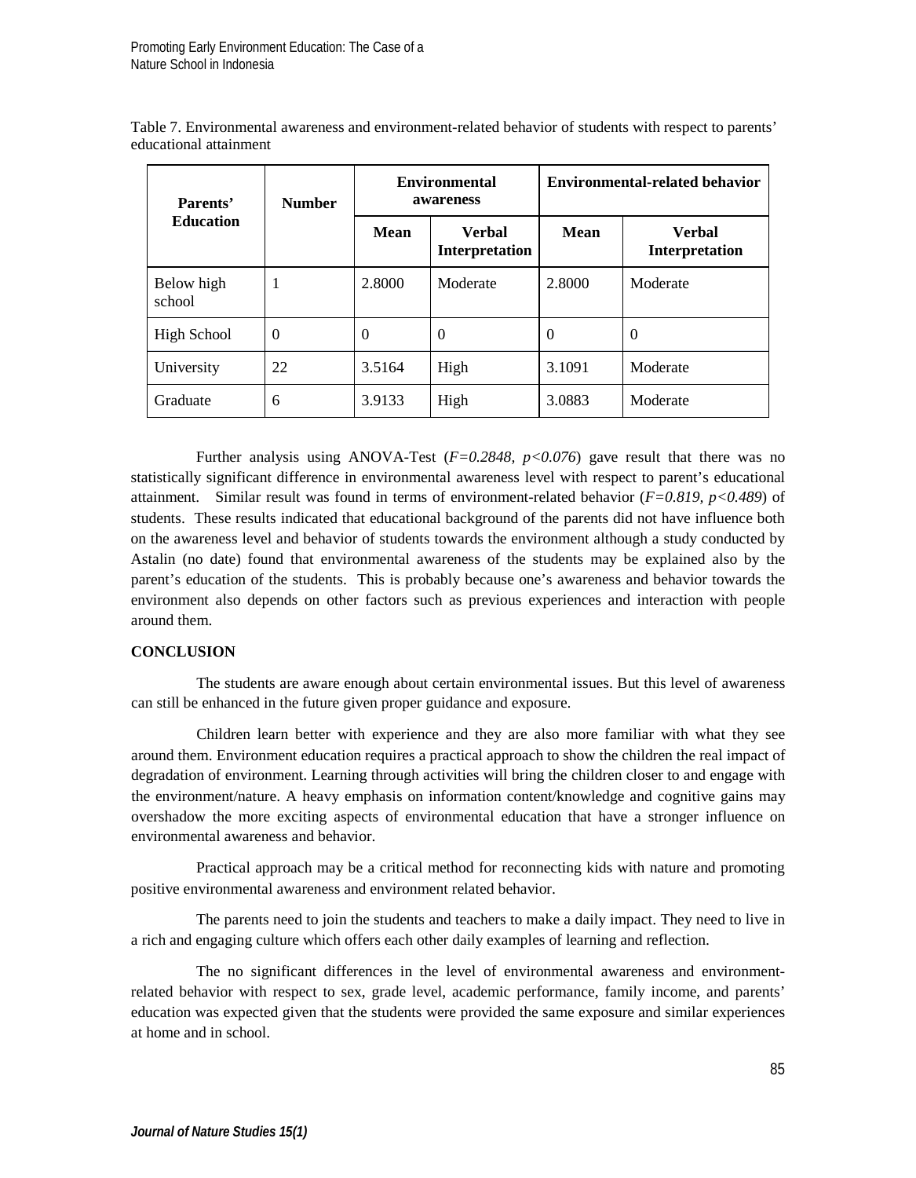Table 7. Environmental awareness and environment-related behavior of students with respect to parents' educational attainment

| Parents' Education | Number | Environmental awareness | | Environmental-related behavior | |
|---|---|---|---|---|---|
| | | Mean | Verbal Interpretation | Mean | Verbal Interpretation |
| Below high school | 1 | 2.8000 | Moderate | 2.8000 | Moderate |
| High School | 0 | 0 | 0 | 0 | 0 |
| University | 22 | 3.5164 | High | 3.1091 | Moderate |
| Graduate | 6 | 3.9133 | High | 3.0883 | Moderate |

Further analysis using ANOVA-Test ($F=0.2848$, $p<0.076$) gave result that there was no statistically significant difference in environmental awareness level with respect to parent's educational attainment. Similar result was found in terms of environment-related behavior ($F=0.819$, $p<0.489$) of students. These results indicated that educational background of the parents did not have influence both on the awareness level and behavior of students towards the environment although a study conducted by Astalin (no date) found that environmental awareness of the students may be explained also by the parent's education of the students. This is probably because one's awareness and behavior towards the environment also depends on other factors such as previous experiences and interaction with people around them.

## CONCLUSION

The students are aware enough about certain environmental issues. But this level of awareness can still be enhanced in the future given proper guidance and exposure.

Children learn better with experience and they are also more familiar with what they see around them. Environment education requires a practical approach to show the children the real impact of degradation of environment. Learning through activities will bring the children closer to and engage with the environment/nature. A heavy emphasis on information content/knowledge and cognitive gains may overshadow the more exciting aspects of environmental education that have a stronger influence on environmental awareness and behavior.

Practical approach may be a critical method for reconnecting kids with nature and promoting positive environmental awareness and environment related behavior.

The parents need to join the students and teachers to make a daily impact. They need to live in a rich and engaging culture which offers each other daily examples of learning and reflection.

The no significant differences in the level of environmental awareness and environment-related behavior with respect to sex, grade level, academic performance, family income, and parents' education was expected given that the students were provided the same exposure and similar experiences at home and in school.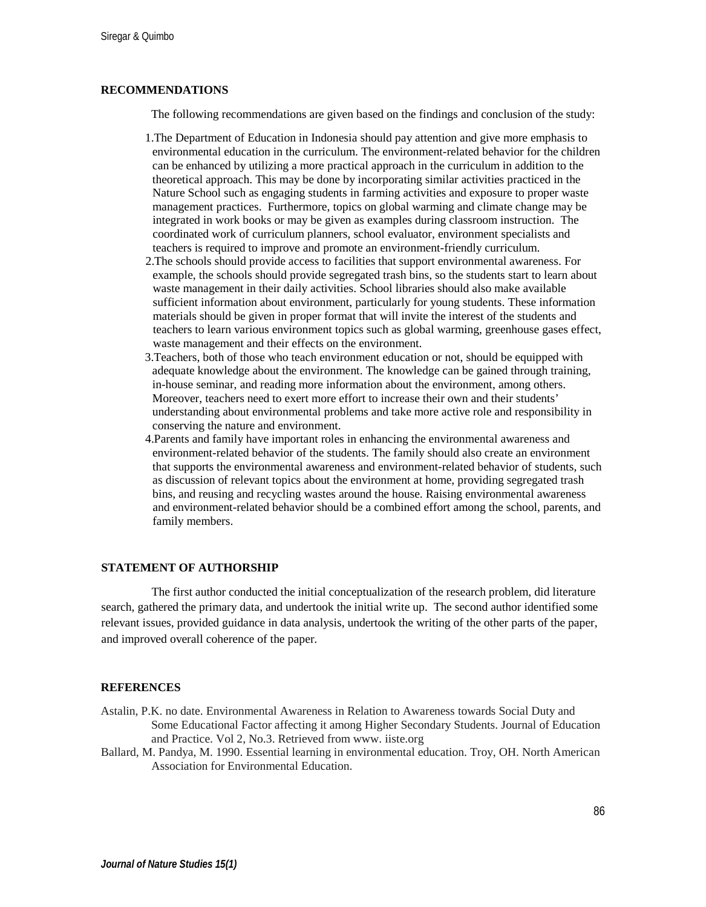## RECOMMENDATIONS

The following recommendations are given based on the findings and conclusion of the study:

1. The Department of Education in Indonesia should pay attention and give more emphasis to environmental education in the curriculum. The environment-related behavior for the children can be enhanced by utilizing a more practical approach in the curriculum in addition to the theoretical approach. This may be done by incorporating similar activities practiced in the Nature School such as engaging students in farming activities and exposure to proper waste management practices. Furthermore, topics on global warming and climate change may be integrated in work books or may be given as examples during classroom instruction. The coordinated work of curriculum planners, school evaluator, environment specialists and teachers is required to improve and promote an environment-friendly curriculum.
2. The schools should provide access to facilities that support environmental awareness. For example, the schools should provide segregated trash bins, so the students start to learn about waste management in their daily activities. School libraries should also make available sufficient information about environment, particularly for young students. These information materials should be given in proper format that will invite the interest of the students and teachers to learn various environment topics such as global warming, greenhouse gases effect, waste management and their effects on the environment.
3. Teachers, both of those who teach environment education or not, should be equipped with adequate knowledge about the environment. The knowledge can be gained through training, in-house seminar, and reading more information about the environment, among others. Moreover, teachers need to exert more effort to increase their own and their students' understanding about environmental problems and take more active role and responsibility in conserving the nature and environment.
4. Parents and family have important roles in enhancing the environmental awareness and environment-related behavior of the students. The family should also create an environment that supports the environmental awareness and environment-related behavior of students, such as discussion of relevant topics about the environment at home, providing segregated trash bins, and reusing and recycling wastes around the house. Raising environmental awareness and environment-related behavior should be a combined effort among the school, parents, and family members.

## STATEMENT OF AUTHORSHIP

The first author conducted the initial conceptualization of the research problem, did literature search, gathered the primary data, and undertook the initial write up. The second author identified some relevant issues, provided guidance in data analysis, undertook the writing of the other parts of the paper, and improved overall coherence of the paper.

## REFERENCES

Astalin, P.K. no date. Environmental Awareness in Relation to Awareness towards Social Duty and Some Educational Factor affecting it among Higher Secondary Students. Journal of Education and Practice. Vol 2, No.3. Retrieved from www. iiste.org

Ballard, M. Pandya, M. 1990. Essential learning in environmental education. Troy, OH. North American Association for Environmental Education.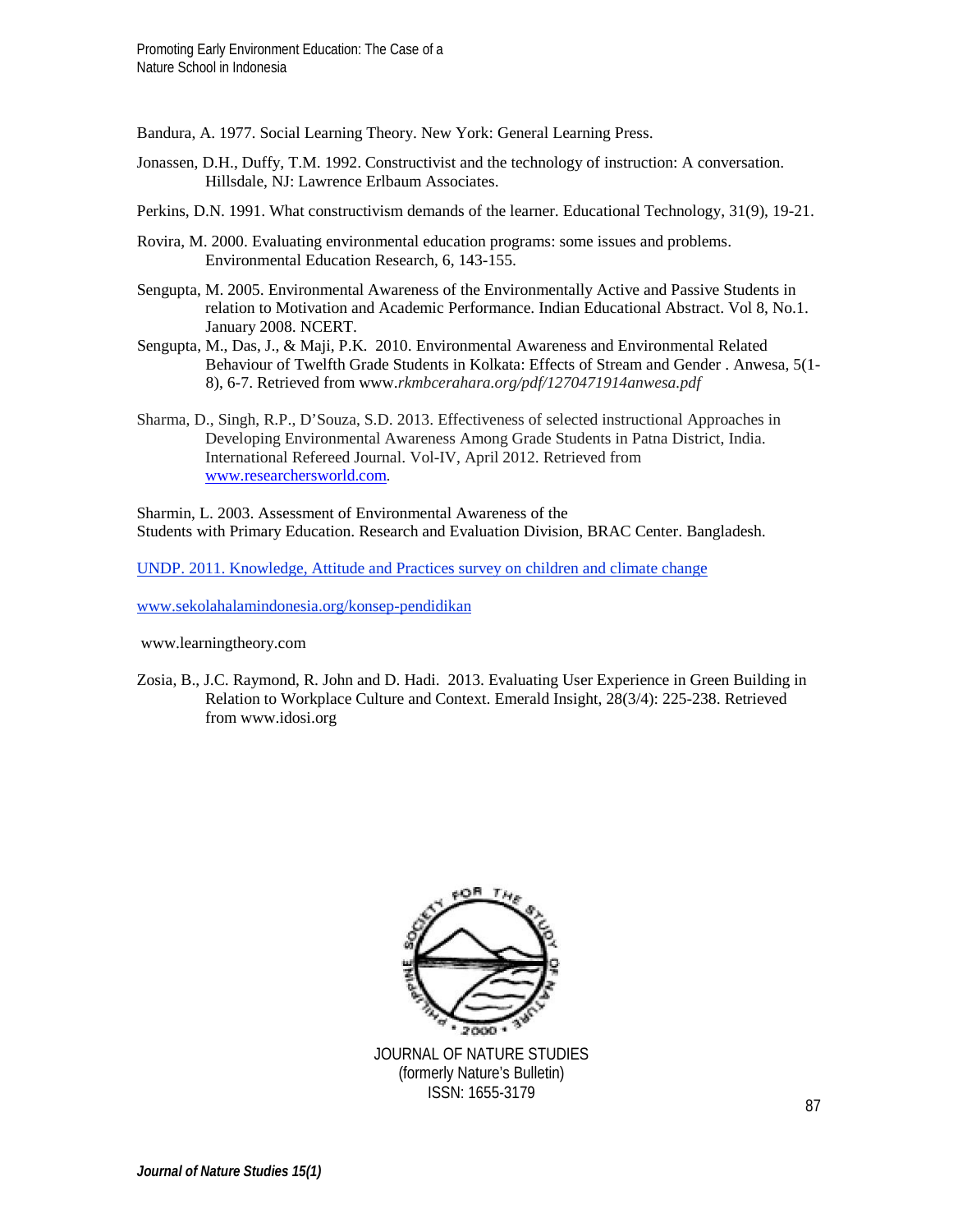Bandura, A. 1977. Social Learning Theory. New York: General Learning Press.

Jonassen, D.H., Duffy, T.M. 1992. Constructivist and the technology of instruction: A conversation. Hillsdale, NJ: Lawrence Erlbaum Associates.

Perkins, D.N. 1991. What constructivism demands of the learner. Educational Technology, 31(9), 19-21.

Rovira, M. 2000. Evaluating environmental education programs: some issues and problems. Environmental Education Research, 6, 143-155.

Sengupta, M. 2005. Environmental Awareness of the Environmentally Active and Passive Students in relation to Motivation and Academic Performance. Indian Educational Abstract. Vol 8, No.1. January 2008. NCERT.

Sengupta, M., Das, J., & Maji, P.K. 2010. Environmental Awareness and Environmental Related Behaviour of Twelfth Grade Students in Kolkata: Effects of Stream and Gender . Anwesa, 5(1-8), 6-7. Retrieved from www.*rkmbcerahara.org/pdf/1270471914anwesa.pdf*

Sharma, D., Singh, R.P., D'Souza, S.D. 2013. Effectiveness of selected instructional Approaches in Developing Environmental Awareness Among Grade Students in Patna District, India. International Refereed Journal. Vol-IV, April 2012. Retrieved from www.researchersworld.com.

Sharmin, L. 2003. Assessment of Environmental Awareness of the Students with Primary Education. Research and Evaluation Division, BRAC Center. Bangladesh.

UNDP. 2011. Knowledge, Attitude and Practices survey on children and climate change

www.sekolahalamindonesia.org/konsep-pendidikan

www.learningtheory.com

Zosia, B., J.C. Raymond, R. John and D. Hadi. 2013. Evaluating User Experience in Green Building in Relation to Workplace Culture and Context. Emerald Insight, 28(3/4): 225-238. Retrieved from www.idosi.org

JOURNAL OF NATURE STUDIES
(formerly Nature's Bulletin)
ISSN: 1655-3179